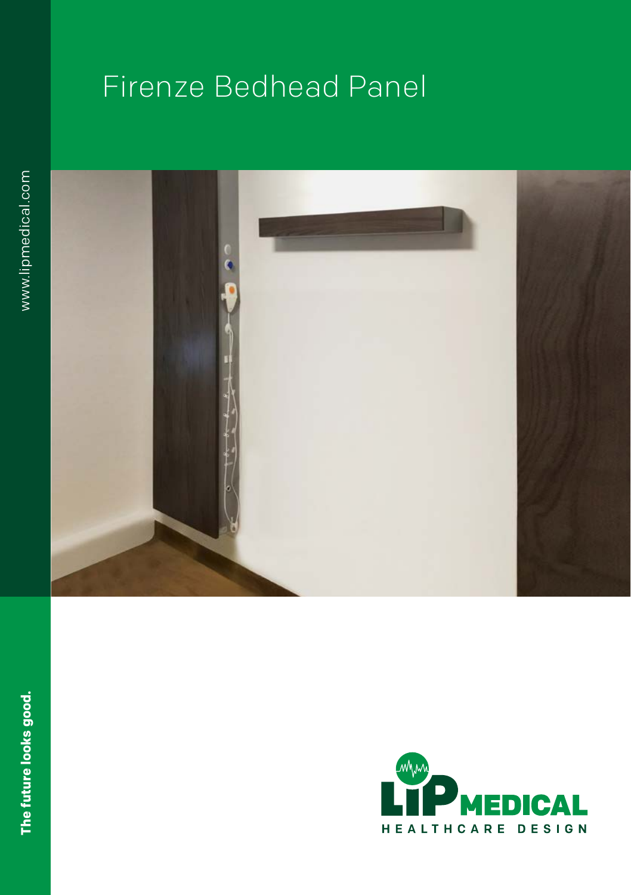# Firenze Bedhead Panel

www.lipmedical.com

The future looks good.

LIP MEDICAL
HEALTHCARE DESIGN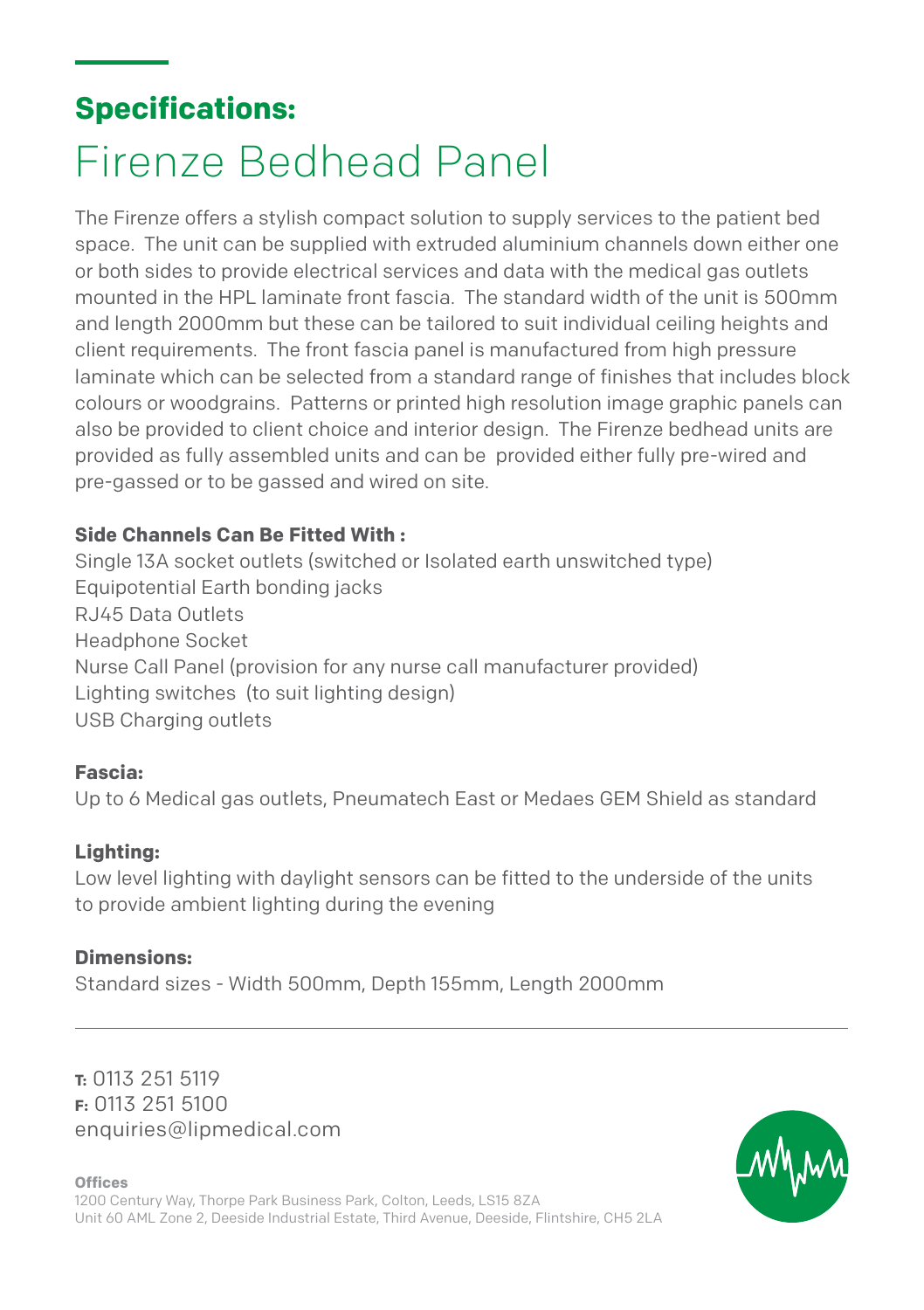## Specifications:

# Firenze Bedhead Panel

The Firenze offers a stylish compact solution to supply services to the patient bed space. The unit can be supplied with extruded aluminium channels down either one or both sides to provide electrical services and data with the medical gas outlets mounted in the HPL laminate front fascia. The standard width of the unit is 500mm and length 2000mm but these can be tailored to suit individual ceiling heights and client requirements. The front fascia panel is manufactured from high pressure laminate which can be selected from a standard range of finishes that includes block colours or woodgrains. Patterns or printed high resolution image graphic panels can also be provided to client choice and interior design. The Firenze bedhead units are provided as fully assembled units and can be provided either fully pre-wired and pre-gassed or to be gassed and wired on site.

**Side Channels Can Be Fitted With :**

Single 13A socket outlets (switched or Isolated earth unswitched type)
Equipotential Earth bonding jacks
RJ45 Data Outlets
Headphone Socket
Nurse Call Panel (provision for any nurse call manufacturer provided)
Lighting switches (to suit lighting design)
USB Charging outlets

**Fascia:**

Up to 6 Medical gas outlets, Pneumatech East or Medaes GEM Shield as standard

**Lighting:**

Low level lighting with daylight sensors can be fitted to the underside of the units to provide ambient lighting during the evening

**Dimensions:**

Standard sizes - Width 500mm, Depth 155mm, Length 2000mm

---

**T:** 0113 251 5119
**F:** 0113 251 5100
enquiries@lipmedical.com

**Offices**
1200 Century Way, Thorpe Park Business Park, Colton, Leeds, LS15 8ZA
Unit 60 AML Zone 2, Deeside Industrial Estate, Third Avenue, Deeside, Flintshire, CH5 2LA